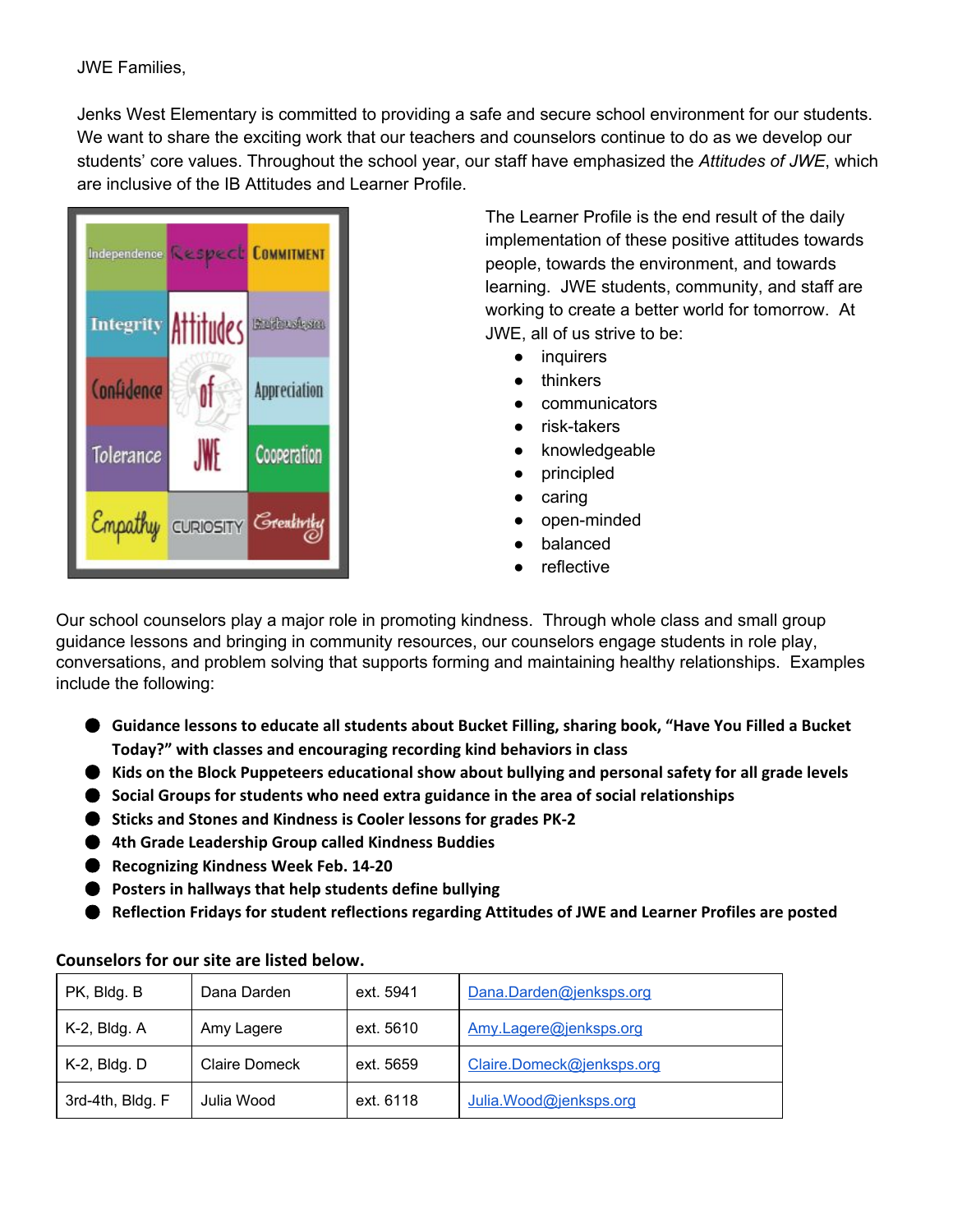JWE Families,

Jenks West Elementary is committed to providing a safe and secure school environment for our students. We want to share the exciting work that our teachers and counselors continue to do as we develop our students' core values. Throughout the school year, our staff have emphasized the *Attitudes of JWE*, which are inclusive of the IB Attitudes and Learner Profile.

Independence | Respect | Commitment | Integrity | Attitudes of JWE | Enthusiasm | Confidence | Appreciation | Tolerance | Cooperation | Empathy | Curiosity | Creativity

The Learner Profile is the end result of the daily implementation of these positive attitudes towards people, towards the environment, and towards learning. JWE students, community, and staff are working to create a better world for tomorrow. At JWE, all of us strive to be:

- inquirers
- thinkers
- communicators
- risk-takers
- knowledgeable
- principled
- caring
- open-minded
- balanced
- reflective

Our school counselors play a major role in promoting kindness. Through whole class and small group guidance lessons and bringing in community resources, our counselors engage students in role play, conversations, and problem solving that supports forming and maintaining healthy relationships. Examples include the following:

- **Guidance lessons to educate all students about Bucket Filling, sharing book, "Have You Filled a Bucket Today?" with classes and encouraging recording kind behaviors in class**
- **Kids on the Block Puppeteers educational show about bullying and personal safety for all grade levels**
- **Social Groups for students who need extra guidance in the area of social relationships**
- **Sticks and Stones and Kindness is Cooler lessons for grades PK-2**
- **4th Grade Leadership Group called Kindness Buddies**
- **Recognizing Kindness Week Feb. 14-20**
- **Posters in hallways that help students define bullying**
- **Reflection Fridays for student reflections regarding Attitudes of JWE and Learner Profiles are posted**

**Counselors for our site are listed below.**

| | | | |
|---|---|---|---|
| PK, Bldg. B | Dana Darden | ext. 5941 | Dana.Darden@jenksps.org |
| K-2, Bldg. A | Amy Lagere | ext. 5610 | Amy.Lagere@jenksps.org |
| K-2, Bldg. D | Claire Domeck | ext. 5659 | Claire.Domeck@jenksps.org |
| 3rd-4th, Bldg. F | Julia Wood | ext. 6118 | Julia.Wood@jenksps.org |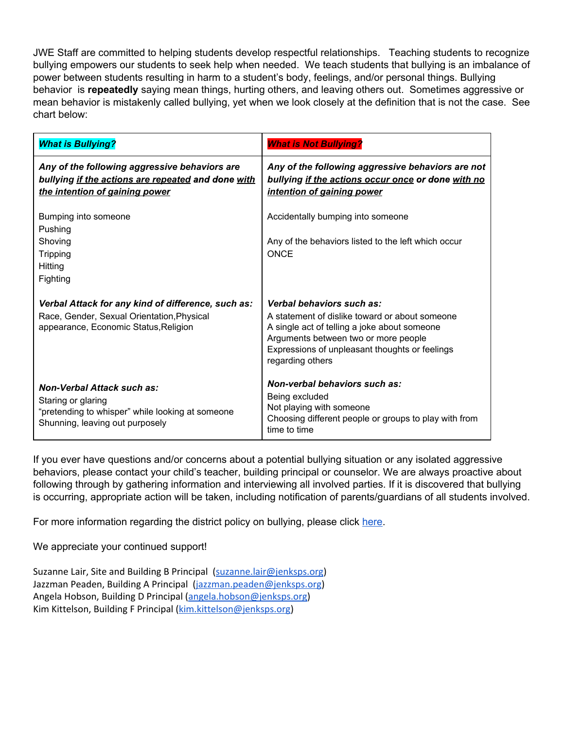JWE Staff are committed to helping students develop respectful relationships. Teaching students to recognize bullying empowers our students to seek help when needed. We teach students that bullying is an imbalance of power between students resulting in harm to a student's body, feelings, and/or personal things. Bullying behavior is **repeatedly** saying mean things, hurting others, and leaving others out. Sometimes aggressive or mean behavior is mistakenly called bullying, yet when we look closely at the definition that is not the case. See chart below:

| ***What is Bullying?*** | ***What is Not Bullying?*** |
|---|---|
| ***Any of the following aggressive behaviors are bullying <u>if the actions are repeated</u> and done <u>with the intention of gaining power</u>*** | ***Any of the following aggressive behaviors are not bullying <u>if the actions occur once</u> or done <u>with no intention of gaining power</u>*** |
| Bumping into someone<br>Pushing<br>Shoving<br>Tripping<br>Hitting<br>Fighting | Accidentally bumping into someone<br><br>Any of the behaviors listed to the left which occur ONCE |
| ***Verbal Attack for any kind of difference, such as:***<br>Race, Gender, Sexual Orientation, Physical appearance, Economic Status, Religion | ***Verbal behaviors such as:***<br>A statement of dislike toward or about someone<br>A single act of telling a joke about someone<br>Arguments between two or more people<br>Expressions of unpleasant thoughts or feelings regarding others |
| ***Non-Verbal Attack such as:***<br>Staring or glaring<br>"pretending to whisper" while looking at someone<br>Shunning, leaving out purposely | ***Non-verbal behaviors such as:***<br>Being excluded<br>Not playing with someone<br>Choosing different people or groups to play with from time to time |

If you ever have questions and/or concerns about a potential bullying situation or any isolated aggressive behaviors, please contact your child's teacher, building principal or counselor. We are always proactive about following through by gathering information and interviewing all involved parties. If it is discovered that bullying is occurring, appropriate action will be taken, including notification of parents/guardians of all students involved.

For more information regarding the district policy on bullying, please click here.

We appreciate your continued support!

Suzanne Lair, Site and Building B Principal (suzanne.lair@jenksps.org)
Jazzman Peaden, Building A Principal (jazzman.peaden@jenksps.org)
Angela Hobson, Building D Principal (angela.hobson@jenksps.org)
Kim Kittelson, Building F Principal (kim.kittelson@jenksps.org)